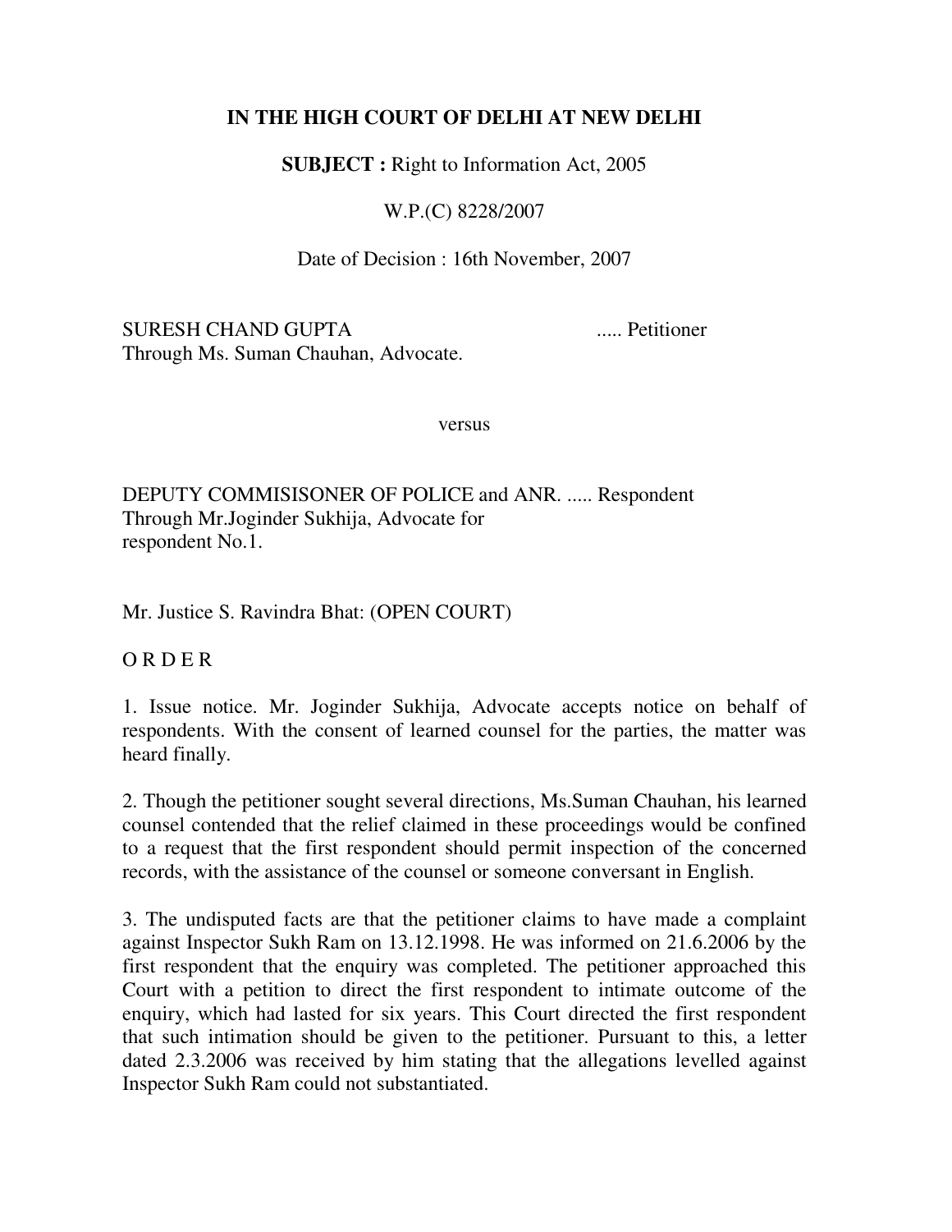**IN THE HIGH COURT OF DELHI AT NEW DELHI**

**SUBJECT :** Right to Information Act, 2005

W.P.(C) 8228/2007

Date of Decision : 16th November, 2007

SURESH CHAND GUPTA ..... Petitioner
Through Ms. Suman Chauhan, Advocate.

versus

DEPUTY COMMISISONER OF POLICE and ANR. ..... Respondent
Through Mr.Joginder Sukhija, Advocate for respondent No.1.

Mr. Justice S. Ravindra Bhat: (OPEN COURT)

O R D E R

1. Issue notice. Mr. Joginder Sukhija, Advocate accepts notice on behalf of respondents. With the consent of learned counsel for the parties, the matter was heard finally.

2. Though the petitioner sought several directions, Ms.Suman Chauhan, his learned counsel contended that the relief claimed in these proceedings would be confined to a request that the first respondent should permit inspection of the concerned records, with the assistance of the counsel or someone conversant in English.

3. The undisputed facts are that the petitioner claims to have made a complaint against Inspector Sukh Ram on 13.12.1998. He was informed on 21.6.2006 by the first respondent that the enquiry was completed. The petitioner approached this Court with a petition to direct the first respondent to intimate outcome of the enquiry, which had lasted for six years. This Court directed the first respondent that such intimation should be given to the petitioner. Pursuant to this, a letter dated 2.3.2006 was received by him stating that the allegations levelled against Inspector Sukh Ram could not substantiated.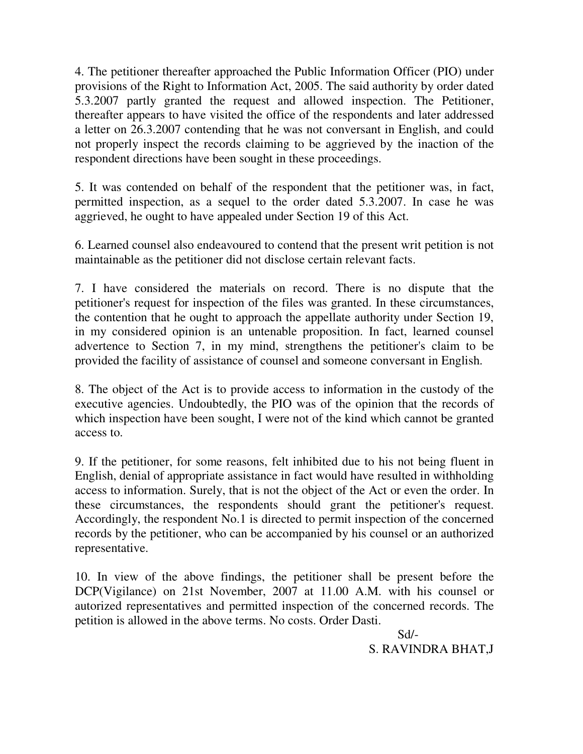4. The petitioner thereafter approached the Public Information Officer (PIO) under provisions of the Right to Information Act, 2005. The said authority by order dated 5.3.2007 partly granted the request and allowed inspection. The Petitioner, thereafter appears to have visited the office of the respondents and later addressed a letter on 26.3.2007 contending that he was not conversant in English, and could not properly inspect the records claiming to be aggrieved by the inaction of the respondent directions have been sought in these proceedings.

5. It was contended on behalf of the respondent that the petitioner was, in fact, permitted inspection, as a sequel to the order dated 5.3.2007. In case he was aggrieved, he ought to have appealed under Section 19 of this Act.

6. Learned counsel also endeavoured to contend that the present writ petition is not maintainable as the petitioner did not disclose certain relevant facts.

7. I have considered the materials on record. There is no dispute that the petitioner's request for inspection of the files was granted. In these circumstances, the contention that he ought to approach the appellate authority under Section 19, in my considered opinion is an untenable proposition. In fact, learned counsel advertence to Section 7, in my mind, strengthens the petitioner's claim to be provided the facility of assistance of counsel and someone conversant in English.

8. The object of the Act is to provide access to information in the custody of the executive agencies. Undoubtedly, the PIO was of the opinion that the records of which inspection have been sought, I were not of the kind which cannot be granted access to.

9. If the petitioner, for some reasons, felt inhibited due to his not being fluent in English, denial of appropriate assistance in fact would have resulted in withholding access to information. Surely, that is not the object of the Act or even the order. In these circumstances, the respondents should grant the petitioner's request. Accordingly, the respondent No.1 is directed to permit inspection of the concerned records by the petitioner, who can be accompanied by his counsel or an authorized representative.

10. In view of the above findings, the petitioner shall be present before the DCP(Vigilance) on 21st November, 2007 at 11.00 A.M. with his counsel or autorized representatives and permitted inspection of the concerned records. The petition is allowed in the above terms. No costs. Order Dasti.

Sd/-
S. RAVINDRA BHAT,J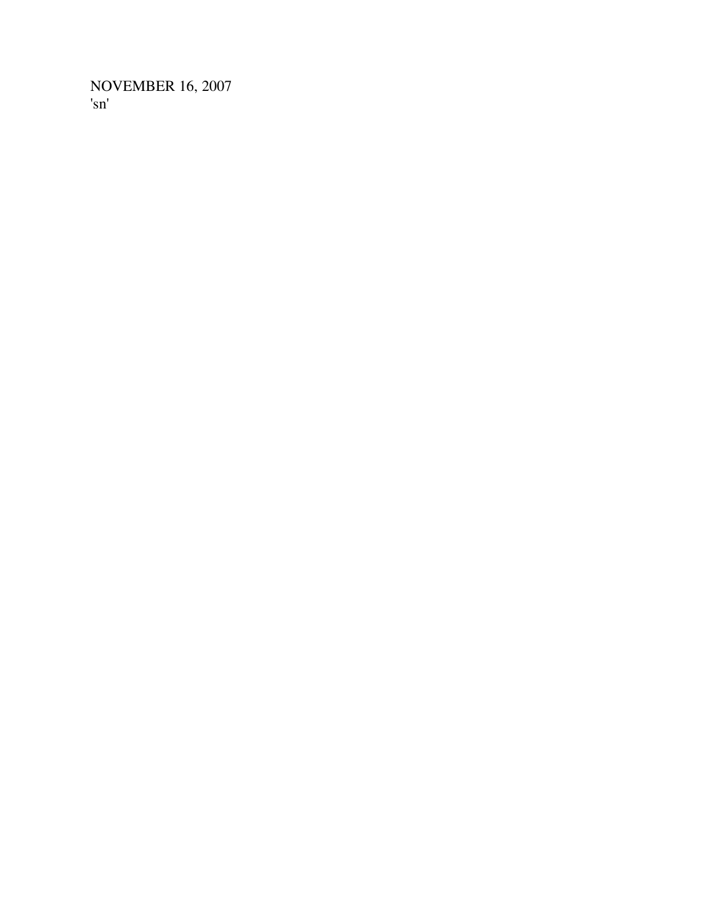NOVEMBER 16, 2007
'sn'